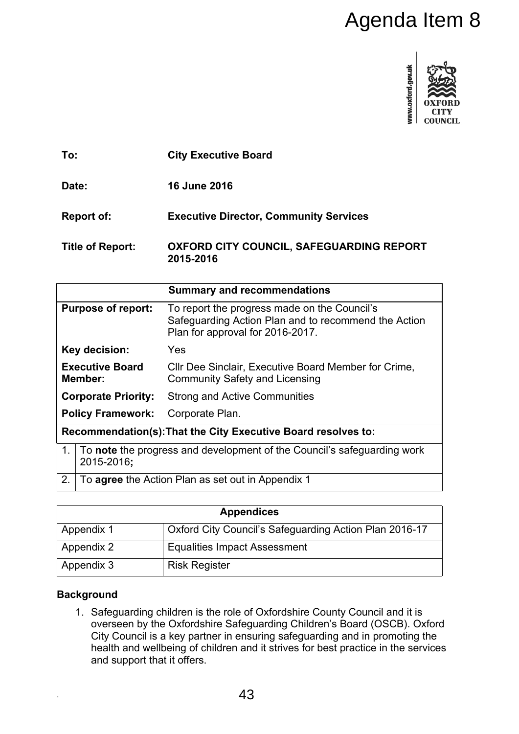# Agenda Item 8

www.oxford.gov.uk

OXFORD CITY COUNCIL

| | |
|---|---|
| **To:** | **City Executive Board** |
| **Date:** | **16 June 2016** |
| **Report of:** | **Executive Director, Community Services** |
| **Title of Report:** | **OXFORD CITY COUNCIL, SAFEGUARDING REPORT 2015-2016** |

| **Summary and recommendations** | |
|---|---|
| **Purpose of report:** | To report the progress made on the Council's Safeguarding Action Plan and to recommend the Action Plan for approval for 2016-2017. |
| **Key decision:** | Yes |
| **Executive Board Member:** | Cllr Dee Sinclair, Executive Board Member for Crime, Community Safety and Licensing |
| **Corporate Priority:** | Strong and Active Communities |
| **Policy Framework:** | Corporate Plan. |
| **Recommendation(s):That the City Executive Board resolves to:** | |
| 1. | To **note** the progress and development of the Council's safeguarding work 2015-2016**;** |
| 2. | To **agree** the Action Plan as set out in Appendix 1 |

| **Appendices** | |
|---|---|
| Appendix 1 | Oxford City Council's Safeguarding Action Plan 2016-17 |
| Appendix 2 | Equalities Impact Assessment |
| Appendix 3 | Risk Register |

## Background

1. Safeguarding children is the role of Oxfordshire County Council and it is overseen by the Oxfordshire Safeguarding Children's Board (OSCB). Oxford City Council is a key partner in ensuring safeguarding and in promoting the health and wellbeing of children and it strives for best practice in the services and support that it offers.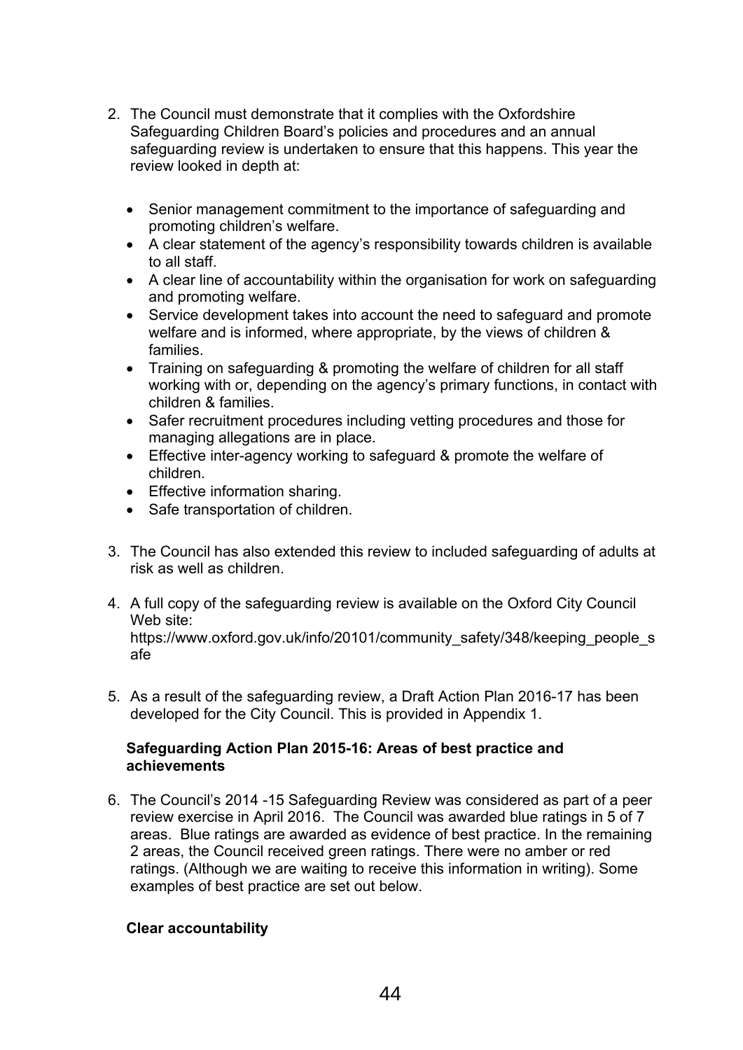2. The Council must demonstrate that it complies with the Oxfordshire Safeguarding Children Board's policies and procedures and an annual safeguarding review is undertaken to ensure that this happens. This year the review looked in depth at:

   - Senior management commitment to the importance of safeguarding and promoting children's welfare.
   - A clear statement of the agency's responsibility towards children is available to all staff.
   - A clear line of accountability within the organisation for work on safeguarding and promoting welfare.
   - Service development takes into account the need to safeguard and promote welfare and is informed, where appropriate, by the views of children & families.
   - Training on safeguarding & promoting the welfare of children for all staff working with or, depending on the agency's primary functions, in contact with children & families.
   - Safer recruitment procedures including vetting procedures and those for managing allegations are in place.
   - Effective inter-agency working to safeguard & promote the welfare of children.
   - Effective information sharing.
   - Safe transportation of children.

3. The Council has also extended this review to included safeguarding of adults at risk as well as children.

4. A full copy of the safeguarding review is available on the Oxford City Council Web site: https://www.oxford.gov.uk/info/20101/community_safety/348/keeping_people_safe

5. As a result of the safeguarding review, a Draft Action Plan 2016-17 has been developed for the City Council. This is provided in Appendix 1.

**Safeguarding Action Plan 2015-16: Areas of best practice and achievements**

6. The Council's 2014 -15 Safeguarding Review was considered as part of a peer review exercise in April 2016. The Council was awarded blue ratings in 5 of 7 areas. Blue ratings are awarded as evidence of best practice. In the remaining 2 areas, the Council received green ratings. There were no amber or red ratings. (Although we are waiting to receive this information in writing). Some examples of best practice are set out below.

**Clear accountability**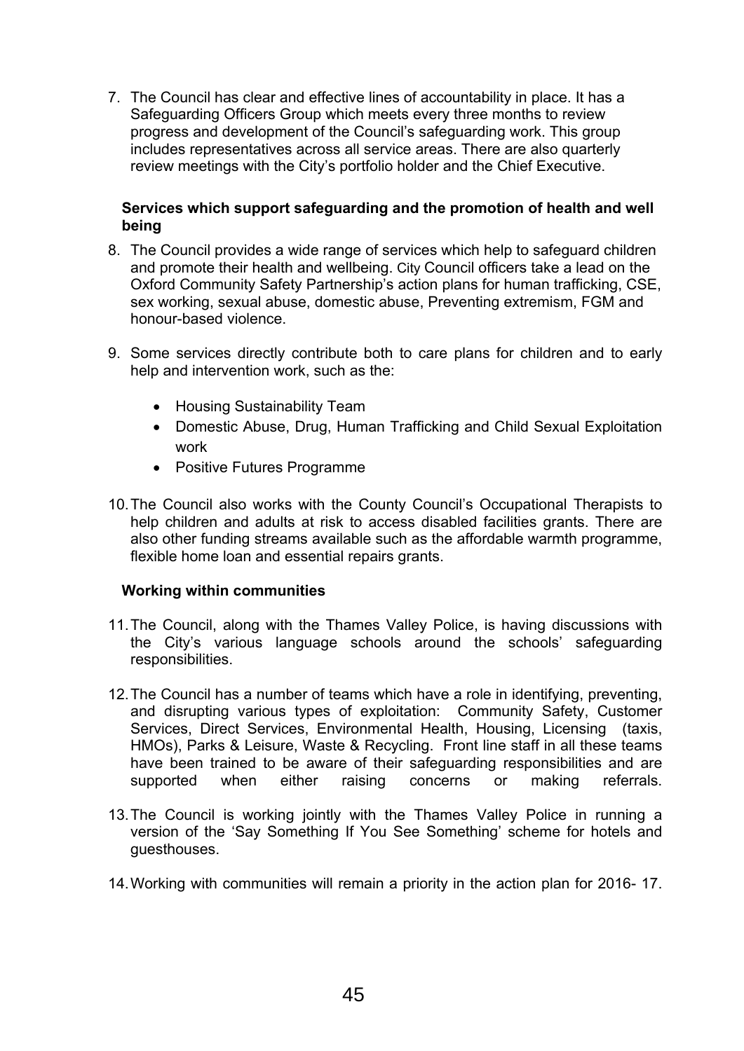7. The Council has clear and effective lines of accountability in place. It has a Safeguarding Officers Group which meets every three months to review progress and development of the Council's safeguarding work. This group includes representatives across all service areas. There are also quarterly review meetings with the City's portfolio holder and the Chief Executive.

**Services which support safeguarding and the promotion of health and well being**

8. The Council provides a wide range of services which help to safeguard children and promote their health and wellbeing. City Council officers take a lead on the Oxford Community Safety Partnership's action plans for human trafficking, CSE, sex working, sexual abuse, domestic abuse, Preventing extremism, FGM and honour-based violence.

9. Some services directly contribute both to care plans for children and to early help and intervention work, such as the:

   - Housing Sustainability Team
   - Domestic Abuse, Drug, Human Trafficking and Child Sexual Exploitation work
   - Positive Futures Programme

10. The Council also works with the County Council's Occupational Therapists to help children and adults at risk to access disabled facilities grants. There are also other funding streams available such as the affordable warmth programme, flexible home loan and essential repairs grants.

**Working within communities**

11. The Council, along with the Thames Valley Police, is having discussions with the City's various language schools around the schools' safeguarding responsibilities.

12. The Council has a number of teams which have a role in identifying, preventing, and disrupting various types of exploitation: Community Safety, Customer Services, Direct Services, Environmental Health, Housing, Licensing (taxis, HMOs), Parks & Leisure, Waste & Recycling. Front line staff in all these teams have been trained to be aware of their safeguarding responsibilities and are supported when either raising concerns or making referrals.

13. The Council is working jointly with the Thames Valley Police in running a version of the 'Say Something If You See Something' scheme for hotels and guesthouses.

14. Working with communities will remain a priority in the action plan for 2016- 17.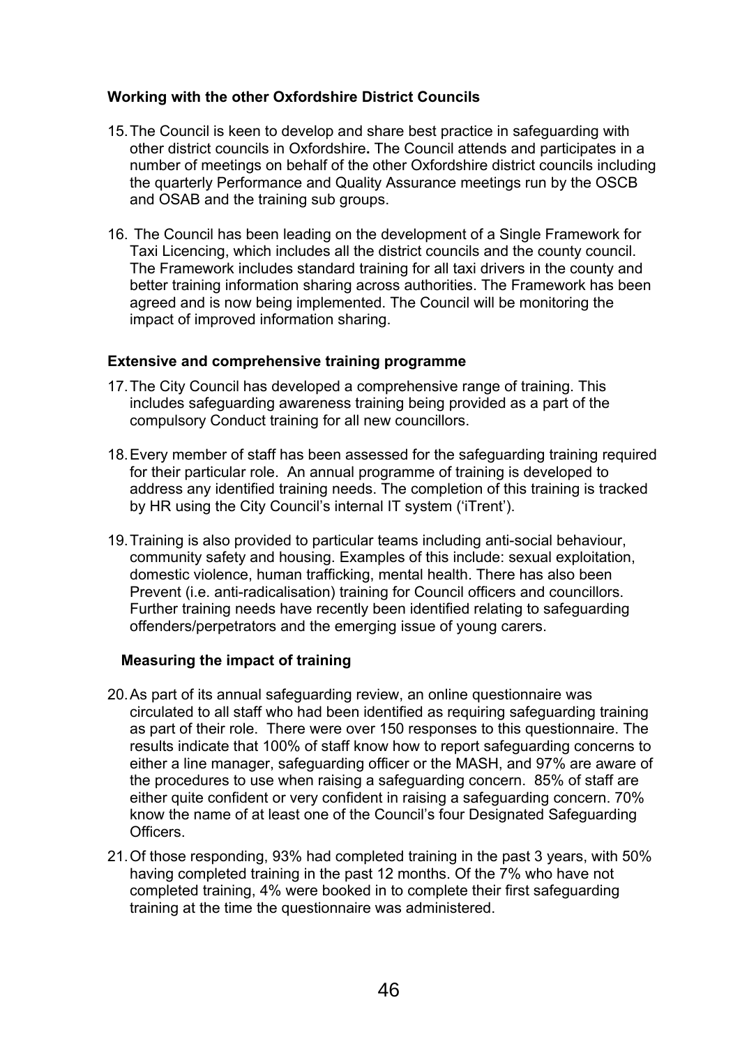### Working with the other Oxfordshire District Councils

15. The Council is keen to develop and share best practice in safeguarding with other district councils in Oxfordshire**.** The Council attends and participates in a number of meetings on behalf of the other Oxfordshire district councils including the quarterly Performance and Quality Assurance meetings run by the OSCB and OSAB and the training sub groups.

16. The Council has been leading on the development of a Single Framework for Taxi Licencing, which includes all the district councils and the county council. The Framework includes standard training for all taxi drivers in the county and better training information sharing across authorities. The Framework has been agreed and is now being implemented. The Council will be monitoring the impact of improved information sharing.

### Extensive and comprehensive training programme

17. The City Council has developed a comprehensive range of training. This includes safeguarding awareness training being provided as a part of the compulsory Conduct training for all new councillors.

18. Every member of staff has been assessed for the safeguarding training required for their particular role. An annual programme of training is developed to address any identified training needs. The completion of this training is tracked by HR using the City Council's internal IT system ('iTrent').

19. Training is also provided to particular teams including anti-social behaviour, community safety and housing. Examples of this include: sexual exploitation, domestic violence, human trafficking, mental health. There has also been Prevent (i.e. anti-radicalisation) training for Council officers and councillors. Further training needs have recently been identified relating to safeguarding offenders/perpetrators and the emerging issue of young carers.

### Measuring the impact of training

20. As part of its annual safeguarding review, an online questionnaire was circulated to all staff who had been identified as requiring safeguarding training as part of their role. There were over 150 responses to this questionnaire. The results indicate that 100% of staff know how to report safeguarding concerns to either a line manager, safeguarding officer or the MASH, and 97% are aware of the procedures to use when raising a safeguarding concern. 85% of staff are either quite confident or very confident in raising a safeguarding concern. 70% know the name of at least one of the Council's four Designated Safeguarding Officers.

21. Of those responding, 93% had completed training in the past 3 years, with 50% having completed training in the past 12 months. Of the 7% who have not completed training, 4% were booked in to complete their first safeguarding training at the time the questionnaire was administered.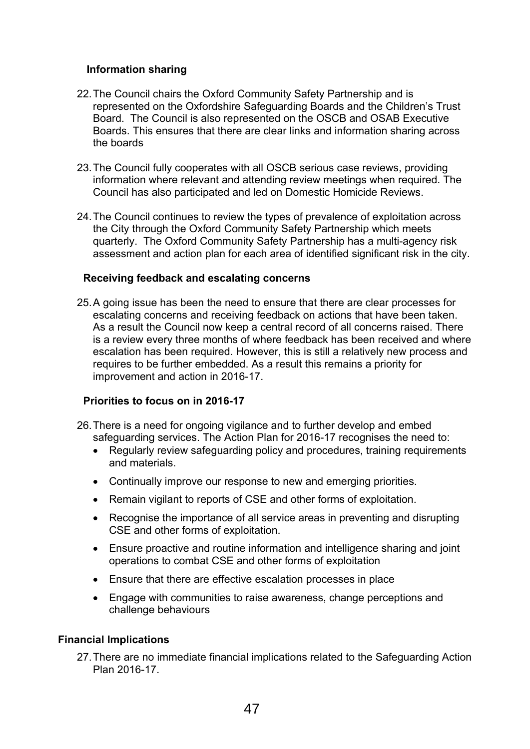### Information sharing

22. The Council chairs the Oxford Community Safety Partnership and is represented on the Oxfordshire Safeguarding Boards and the Children's Trust Board. The Council is also represented on the OSCB and OSAB Executive Boards. This ensures that there are clear links and information sharing across the boards

23. The Council fully cooperates with all OSCB serious case reviews, providing information where relevant and attending review meetings when required. The Council has also participated and led on Domestic Homicide Reviews.

24. The Council continues to review the types of prevalence of exploitation across the City through the Oxford Community Safety Partnership which meets quarterly. The Oxford Community Safety Partnership has a multi-agency risk assessment and action plan for each area of identified significant risk in the city.

### Receiving feedback and escalating concerns

25. A going issue has been the need to ensure that there are clear processes for escalating concerns and receiving feedback on actions that have been taken. As a result the Council now keep a central record of all concerns raised. There is a review every three months of where feedback has been received and where escalation has been required. However, this is still a relatively new process and requires to be further embedded. As a result this remains a priority for improvement and action in 2016-17.

### Priorities to focus on in 2016-17

26. There is a need for ongoing vigilance and to further develop and embed safeguarding services. The Action Plan for 2016-17 recognises the need to:
    - Regularly review safeguarding policy and procedures, training requirements and materials.
    - Continually improve our response to new and emerging priorities.
    - Remain vigilant to reports of CSE and other forms of exploitation.
    - Recognise the importance of all service areas in preventing and disrupting CSE and other forms of exploitation.
    - Ensure proactive and routine information and intelligence sharing and joint operations to combat CSE and other forms of exploitation
    - Ensure that there are effective escalation processes in place
    - Engage with communities to raise awareness, change perceptions and challenge behaviours

## Financial Implications

27. There are no immediate financial implications related to the Safeguarding Action Plan 2016-17.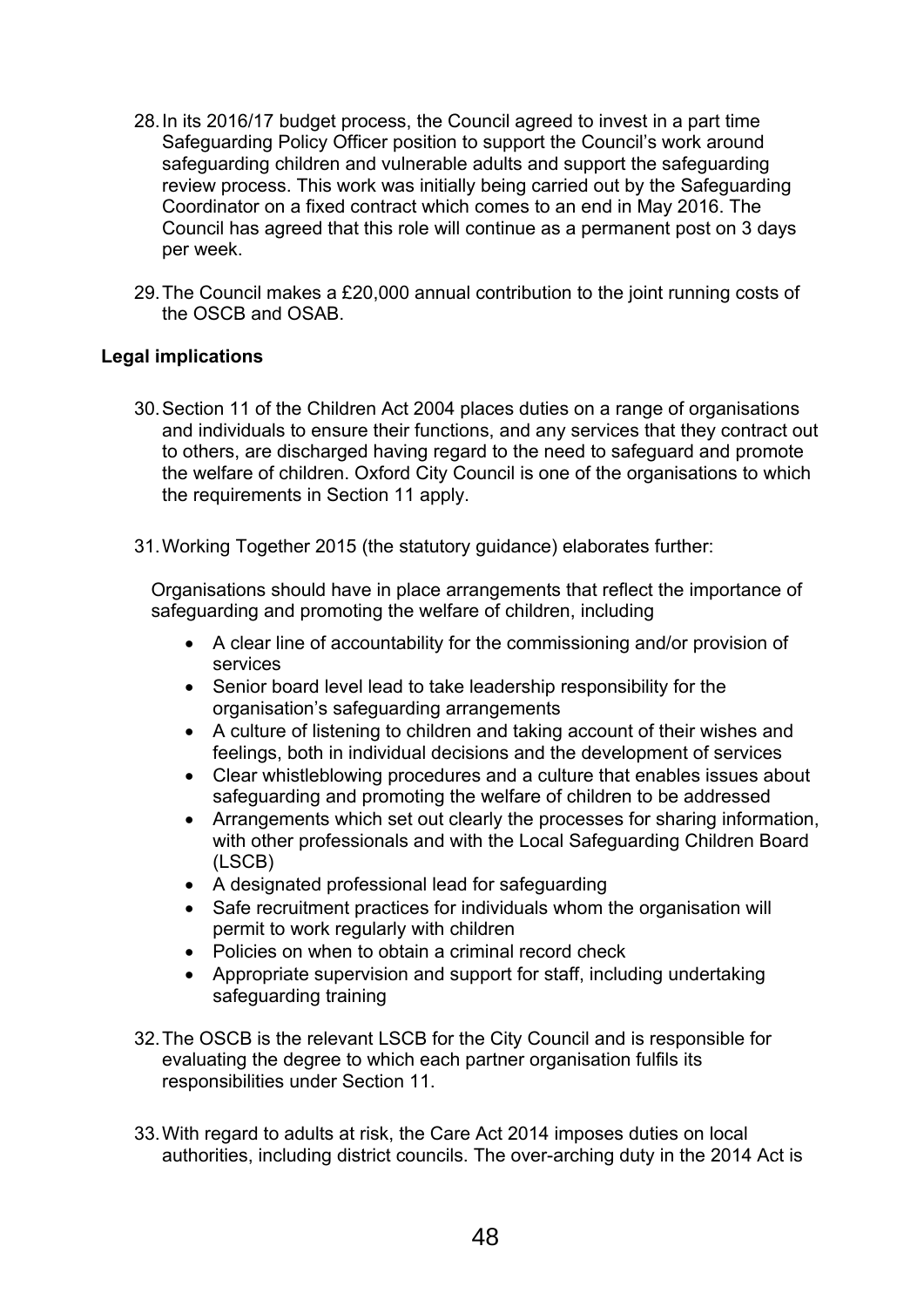28. In its 2016/17 budget process, the Council agreed to invest in a part time Safeguarding Policy Officer position to support the Council's work around safeguarding children and vulnerable adults and support the safeguarding review process. This work was initially being carried out by the Safeguarding Coordinator on a fixed contract which comes to an end in May 2016. The Council has agreed that this role will continue as a permanent post on 3 days per week.

29. The Council makes a £20,000 annual contribution to the joint running costs of the OSCB and OSAB.

**Legal implications**

30. Section 11 of the Children Act 2004 places duties on a range of organisations and individuals to ensure their functions, and any services that they contract out to others, are discharged having regard to the need to safeguard and promote the welfare of children. Oxford City Council is one of the organisations to which the requirements in Section 11 apply.

31. Working Together 2015 (the statutory guidance) elaborates further:

Organisations should have in place arrangements that reflect the importance of safeguarding and promoting the welfare of children, including

- A clear line of accountability for the commissioning and/or provision of services
- Senior board level lead to take leadership responsibility for the organisation's safeguarding arrangements
- A culture of listening to children and taking account of their wishes and feelings, both in individual decisions and the development of services
- Clear whistleblowing procedures and a culture that enables issues about safeguarding and promoting the welfare of children to be addressed
- Arrangements which set out clearly the processes for sharing information, with other professionals and with the Local Safeguarding Children Board (LSCB)
- A designated professional lead for safeguarding
- Safe recruitment practices for individuals whom the organisation will permit to work regularly with children
- Policies on when to obtain a criminal record check
- Appropriate supervision and support for staff, including undertaking safeguarding training

32. The OSCB is the relevant LSCB for the City Council and is responsible for evaluating the degree to which each partner organisation fulfils its responsibilities under Section 11.

33. With regard to adults at risk, the Care Act 2014 imposes duties on local authorities, including district councils. The over-arching duty in the 2014 Act is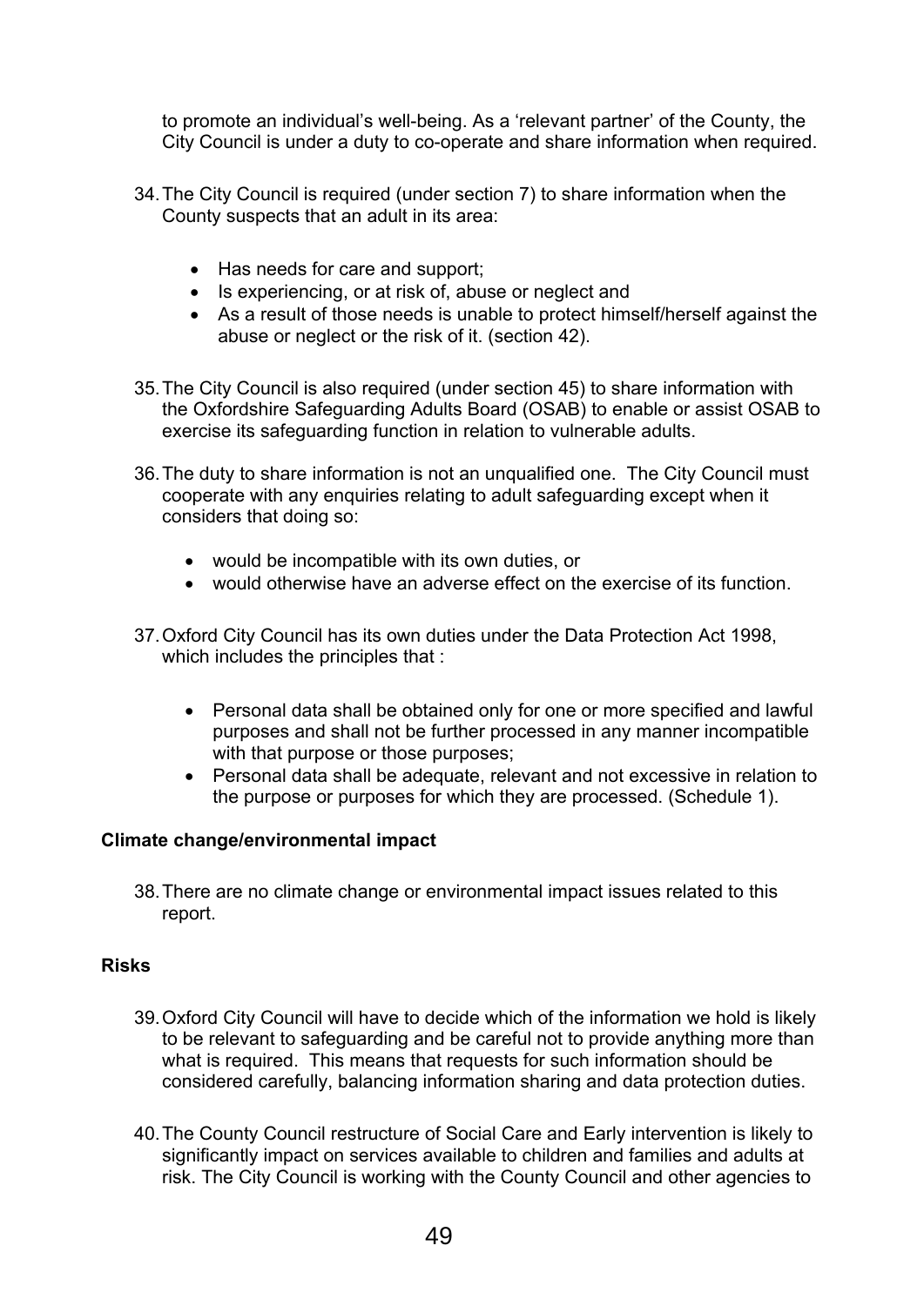to promote an individual's well-being. As a 'relevant partner' of the County, the City Council is under a duty to co-operate and share information when required.

34. The City Council is required (under section 7) to share information when the County suspects that an adult in its area:

    - Has needs for care and support;
    - Is experiencing, or at risk of, abuse or neglect and
    - As a result of those needs is unable to protect himself/herself against the abuse or neglect or the risk of it. (section 42).

35. The City Council is also required (under section 45) to share information with the Oxfordshire Safeguarding Adults Board (OSAB) to enable or assist OSAB to exercise its safeguarding function in relation to vulnerable adults.

36. The duty to share information is not an unqualified one. The City Council must cooperate with any enquiries relating to adult safeguarding except when it considers that doing so:

    - would be incompatible with its own duties, or
    - would otherwise have an adverse effect on the exercise of its function.

37. Oxford City Council has its own duties under the Data Protection Act 1998, which includes the principles that :

    - Personal data shall be obtained only for one or more specified and lawful purposes and shall not be further processed in any manner incompatible with that purpose or those purposes;
    - Personal data shall be adequate, relevant and not excessive in relation to the purpose or purposes for which they are processed. (Schedule 1).

**Climate change/environmental impact**

38. There are no climate change or environmental impact issues related to this report.

**Risks**

39. Oxford City Council will have to decide which of the information we hold is likely to be relevant to safeguarding and be careful not to provide anything more than what is required. This means that requests for such information should be considered carefully, balancing information sharing and data protection duties.

40. The County Council restructure of Social Care and Early intervention is likely to significantly impact on services available to children and families and adults at risk. The City Council is working with the County Council and other agencies to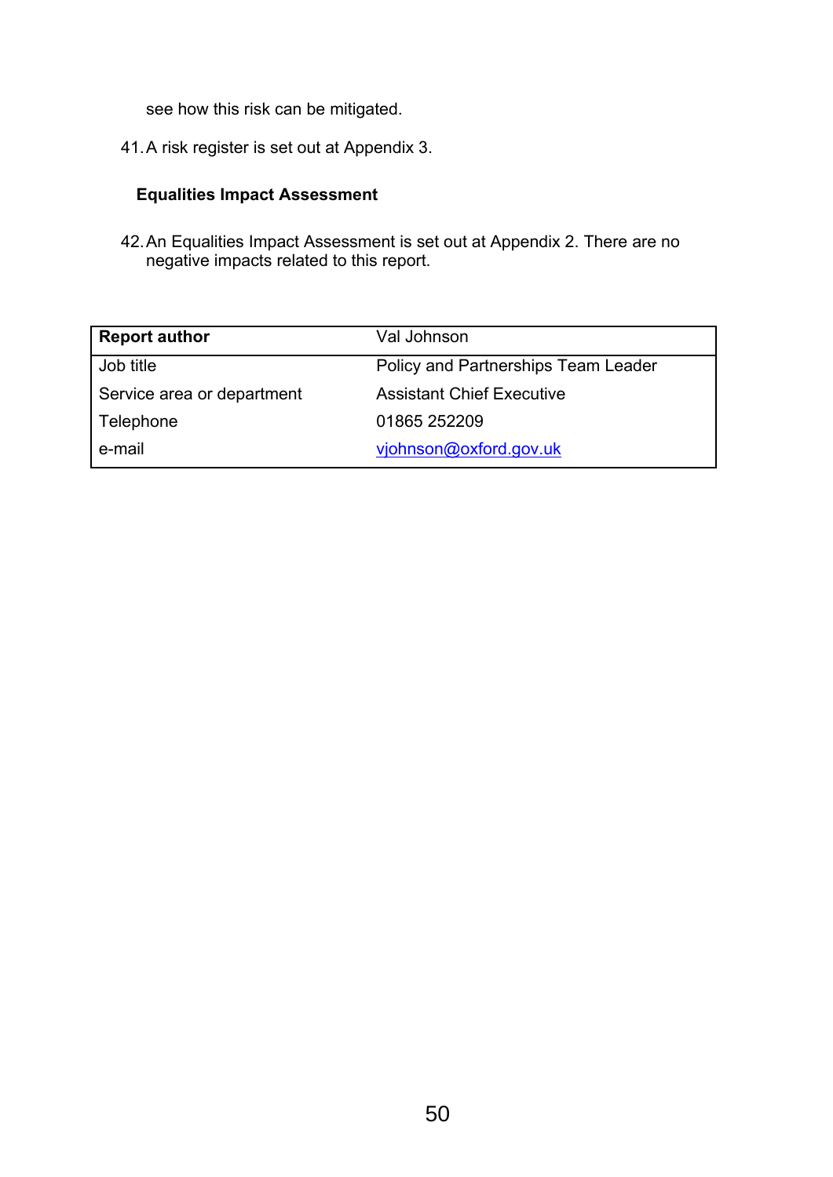see how this risk can be mitigated.

41. A risk register is set out at Appendix 3.

**Equalities Impact Assessment**

42. An Equalities Impact Assessment is set out at Appendix 2. There are no negative impacts related to this report.

| **Report author** | Val Johnson |
|---|---|
| Job title | Policy and Partnerships Team Leader |
| Service area or department | Assistant Chief Executive |
| Telephone | 01865 252209 |
| e-mail | vjohnson@oxford.gov.uk |